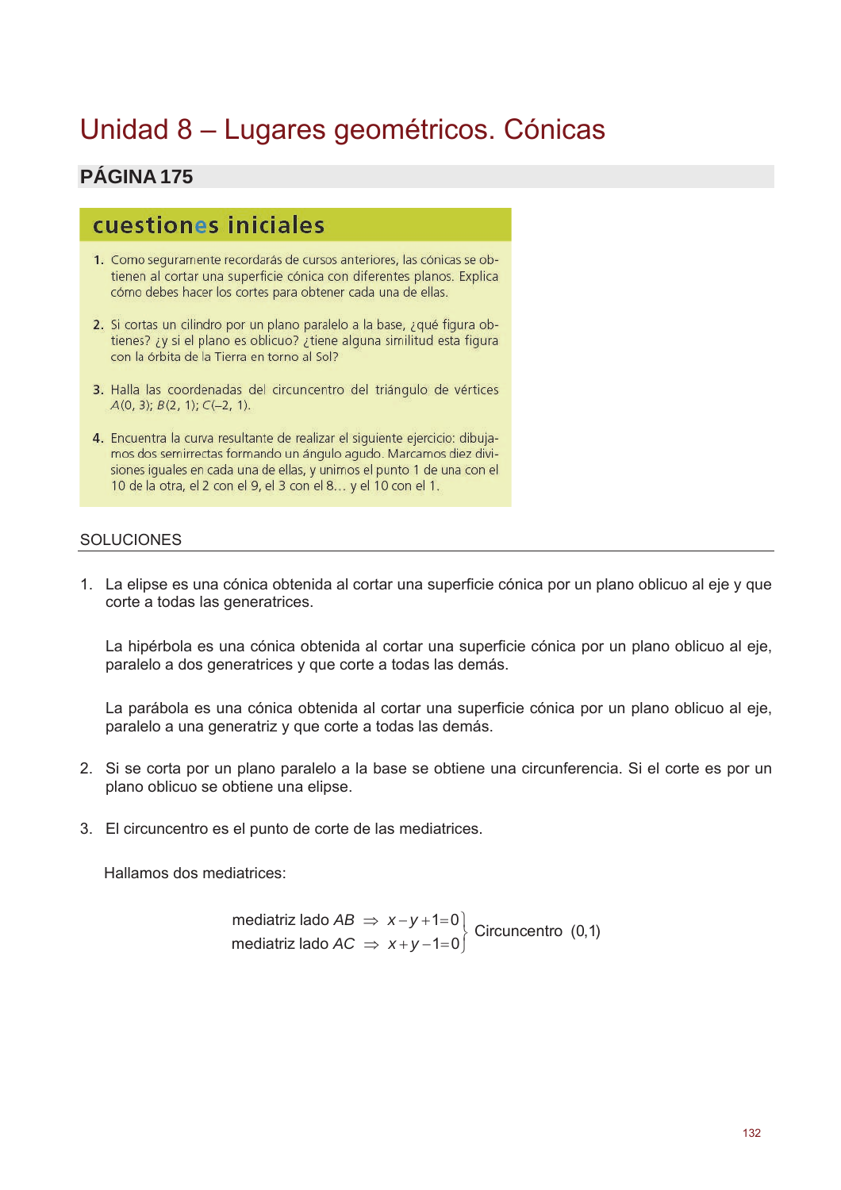# Unidad 8 – Lugares geométricos. Cónicas

## PÁGINA 175

### cuestiones iniciales

1. Como seguramente recordarás de cursos anteriores, las cónicas se obtienen al cortar una superficie cónica con diferentes planos. Explica cómo debes hacer los cortes para obtener cada una de ellas.

2. Si cortas un cilindro por un plano paralelo a la base, ¿qué figura obtienes? ¿y si el plano es oblicuo? ¿tiene alguna similitud esta figura con la órbita de la Tierra en torno al Sol?

3. Halla las coordenadas del circuncentro del triángulo de vértices $A(0, 3)$; $B(2, 1)$; $C(-2, 1)$.

4. Encuentra la curva resultante de realizar el siguiente ejercicio: dibujamos dos semirrectas formando un ángulo agudo. Marcamos diez divisiones iguales en cada una de ellas, y unimos el punto 1 de una con el 10 de la otra, el 2 con el 9, el 3 con el 8… y el 10 con el 1.

SOLUCIONES

1. La elipse es una cónica obtenida al cortar una superficie cónica por un plano oblicuo al eje y que corte a todas las generatrices.

   La hipérbola es una cónica obtenida al cortar una superficie cónica por un plano oblicuo al eje, paralelo a dos generatrices y que corte a todas las demás.

   La parábola es una cónica obtenida al cortar una superficie cónica por un plano oblicuo al eje, paralelo a una generatriz y que corte a todas las demás.

2. Si se corta por un plano paralelo a la base se obtiene una circunferencia. Si el corte es por un plano oblicuo se obtiene una elipse.

3. El circuncentro es el punto de corte de las mediatrices.

   Hallamos dos mediatrices:

$$\left.\begin{array}{l}\text{mediatriz lado } AB \;\Rightarrow\; x-y+1=0 \\ \text{mediatriz lado } AC \;\Rightarrow\; x+y-1=0\end{array}\right\}\ \text{Circuncentro } (0,1)$$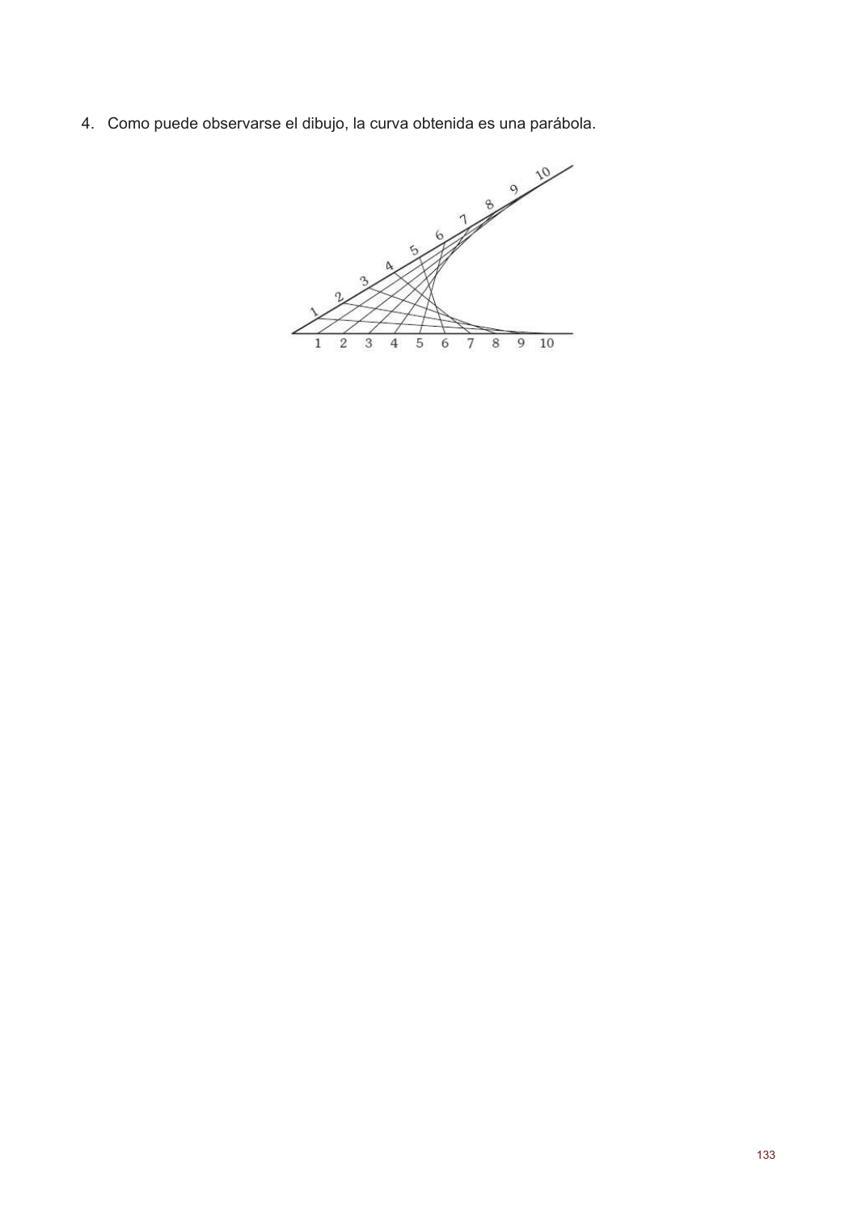4. Como puede observarse el dibujo, la curva obtenida es una parábola.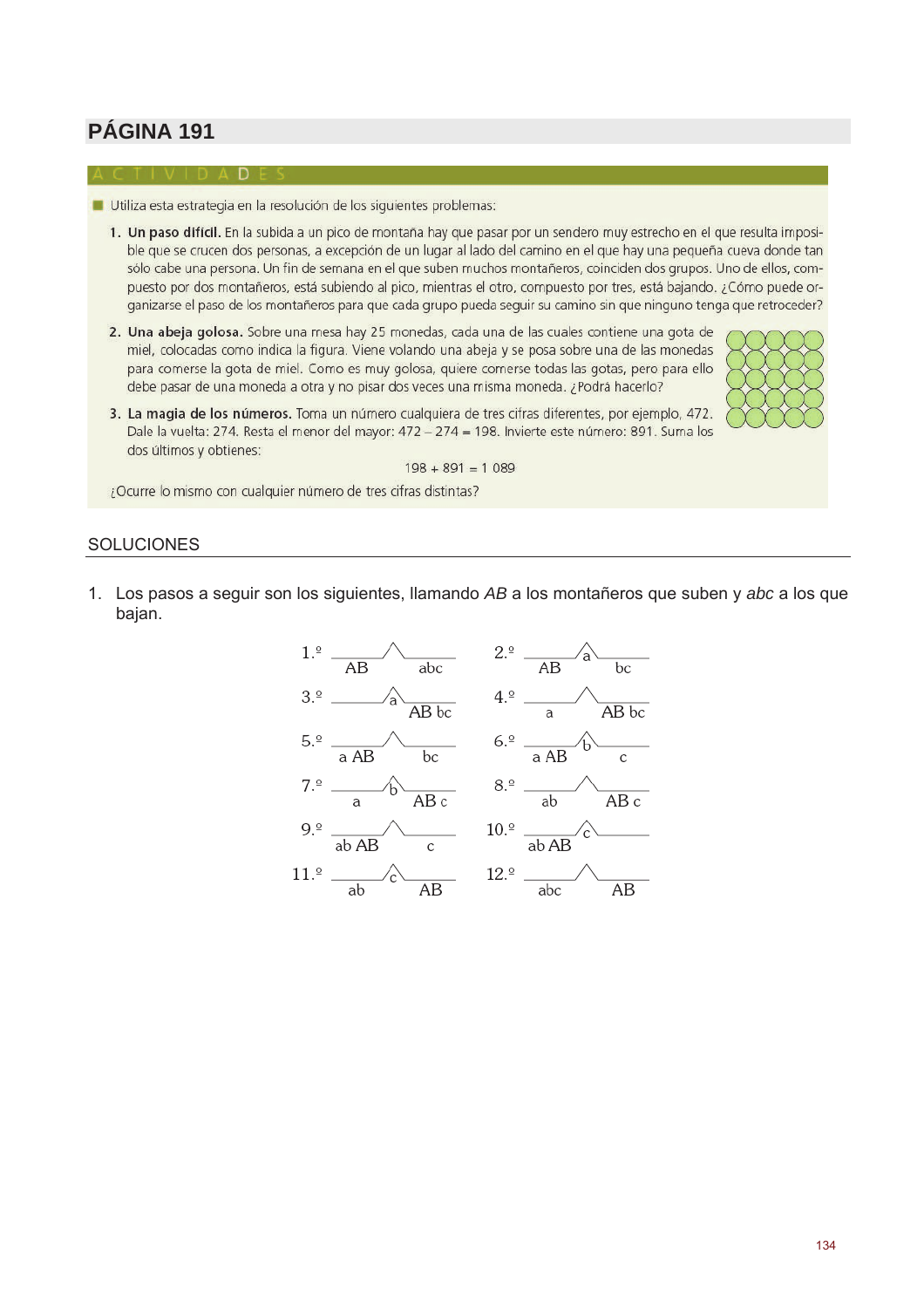## PÁGINA 191

ACTIVIDADES

- Utiliza esta estrategia en la resolución de los siguientes problemas:

1. **Un paso difícil.** En la subida a un pico de montaña hay que pasar por un sendero muy estrecho en el que resulta imposible que se crucen dos personas, a excepción de un lugar al lado del camino en el que hay una pequeña cueva donde tan sólo cabe una persona. Un fin de semana en el que suben muchos montañeros, coinciden dos grupos. Uno de ellos, compuesto por dos montañeros, está subiendo al pico, mientras el otro, compuesto por tres, está bajando. ¿Cómo puede organizarse el paso de los montañeros para que cada grupo pueda seguir su camino sin que ninguno tenga que retroceder?

2. **Una abeja golosa.** Sobre una mesa hay 25 monedas, cada una de las cuales contiene una gota de miel, colocadas como indica la figura. Viene volando una abeja y se posa sobre una de las monedas para comerse la gota de miel. Como es muy golosa, quiere comerse todas las gotas, pero para ello debe pasar de una moneda a otra y no pisar dos veces una misma moneda. ¿Podrá hacerlo?

3. **La magia de los números.** Toma un número cualquiera de tres cifras diferentes, por ejemplo, 472. Dale la vuelta: 274. Resta el menor del mayor: 472 – 274 = 198. Invierte este número: 891. Suma los dos últimos y obtienes:

$$198 + 891 = 1\,089$$

¿Ocurre lo mismo con cualquier número de tres cifras distintas?

### SOLUCIONES

1. Los pasos a seguir son los siguientes, llamando *AB* a los montañeros que suben y *abc* a los que bajan.

| Paso | Izquierda | Cueva | Derecha |
|---|---|---|---|
| 1.º | AB | | abc |
| 2.º | AB | a | bc |
| 3.º | | a | AB bc |
| 4.º | a | | AB bc |
| 5.º | a AB | | bc |
| 6.º | a AB | b | c |
| 7.º | a | b | AB c |
| 8.º | ab | | AB c |
| 9.º | ab AB | | c |
| 10.º | ab AB | c | |
| 11.º | ab | c | AB |
| 12.º | abc | | AB |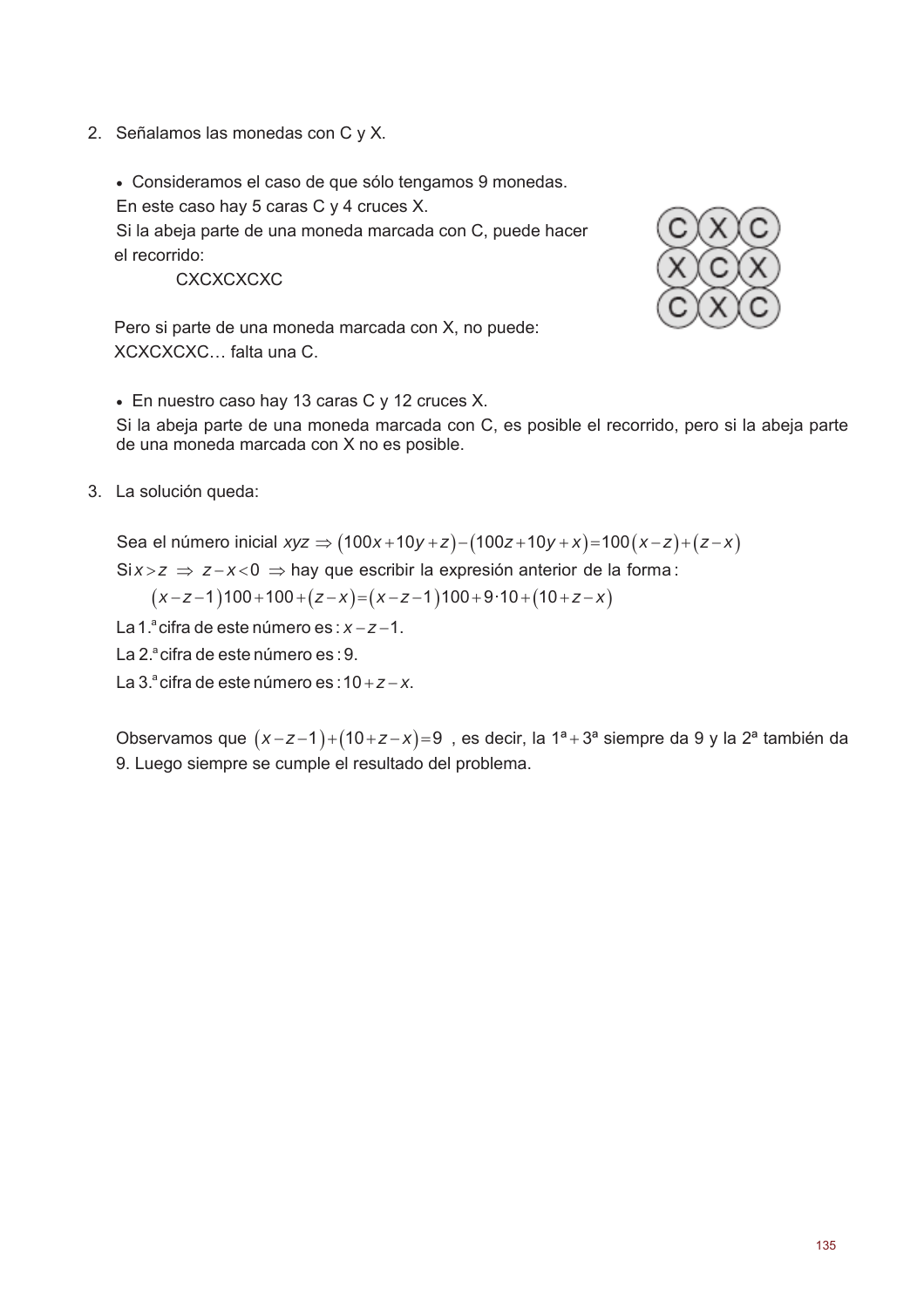2. Señalamos las monedas con C y X.

   - Consideramos el caso de que sólo tengamos 9 monedas.

   En este caso hay 5 caras C y 4 cruces X.

   Si la abeja parte de una moneda marcada con C, puede hacer el recorrido:

   CXCXCXCXC

   Pero si parte de una moneda marcada con X, no puede:
   XCXCXCXC… falta una C.

   - En nuestro caso hay 13 caras C y 12 cruces X.

   Si la abeja parte de una moneda marcada con C, es posible el recorrido, pero si la abeja parte de una moneda marcada con X no es posible.

3. La solución queda:

   Sea el número inicial $xyz \Rightarrow (100x+10y+z)-(100z+10y+x)=100(x-z)+(z-x)$

   Si $x>z \Rightarrow z-x<0 \Rightarrow$ hay que escribir la expresión anterior de la forma:

   $$(x-z-1)100+100+(z-x)=(x-z-1)100+9\cdot 10+(10+z-x)$$

   La 1.ª cifra de este número es: $x-z-1$.

   La 2.ª cifra de este número es: 9.

   La 3.ª cifra de este número es: $10+z-x$.

   Observamos que $(x-z-1)+(10+z-x)=9$ , es decir, la 1ª + 3ª siempre da 9 y la 2ª también da 9. Luego siempre se cumple el resultado del problema.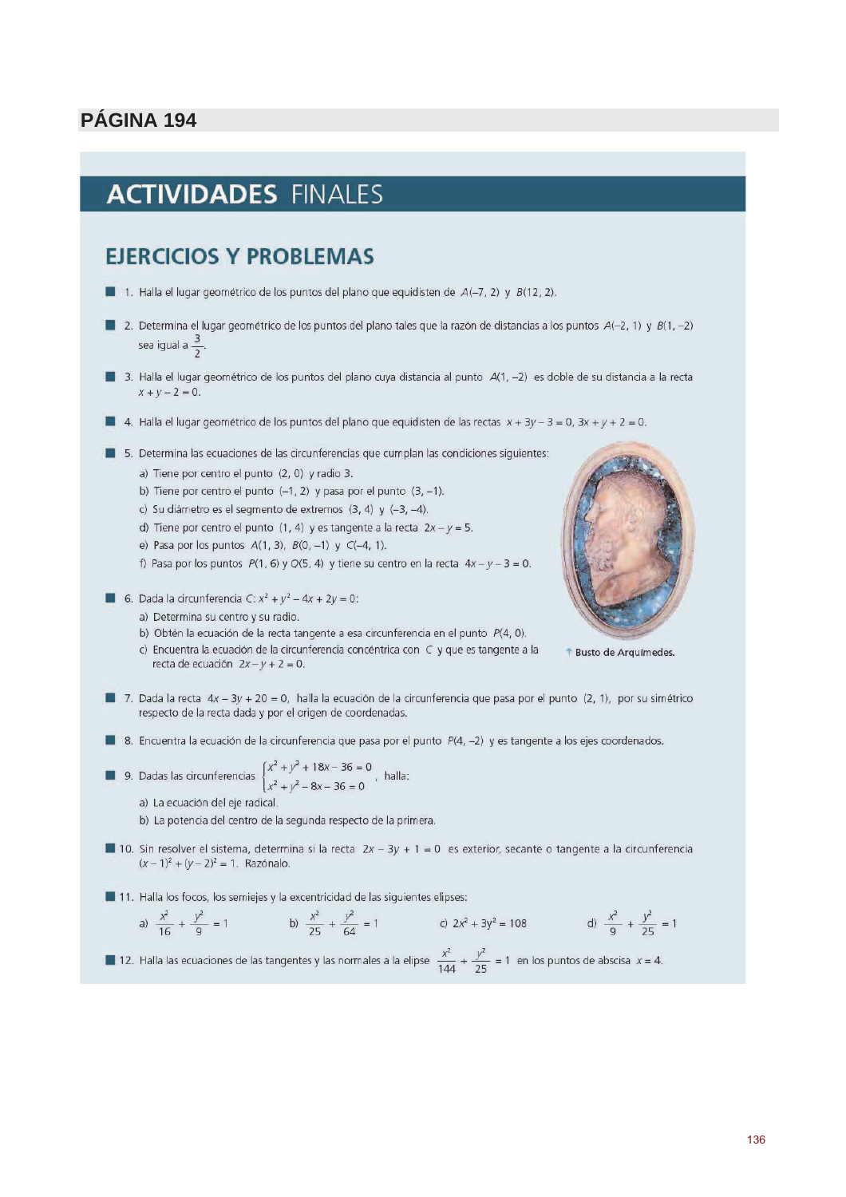## PÁGINA 194

# ACTIVIDADES FINALES

## EJERCICIOS Y PROBLEMAS

1. Halla el lugar geométrico de los puntos del plano que equidisten de $A(-7, 2)$ y $B(12, 2)$.

2. Determina el lugar geométrico de los puntos del plano tales que la razón de distancias a los puntos $A(-2, 1)$ y $B(1, -2)$ sea igual a $\frac{3}{2}$.

3. Halla el lugar geométrico de los puntos del plano cuya distancia al punto $A(1, -2)$ es doble de su distancia a la recta $x + y - 2 = 0$.

4. Halla el lugar geométrico de los puntos del plano que equidisten de las rectas $x + 3y - 3 = 0$, $3x + y + 2 = 0$.

5. Determina las ecuaciones de las circunferencias que cumplan las condiciones siguientes:
   a) Tiene por centro el punto $(2, 0)$ y radio 3.
   b) Tiene por centro el punto $(-1, 2)$ y pasa por el punto $(3, -1)$.
   c) Su diámetro es el segmento de extremos $(3, 4)$ y $(-3, -4)$.
   d) Tiene por centro el punto $(1, 4)$ y es tangente a la recta $2x - y = 5$.
   e) Pasa por los puntos $A(1, 3)$, $B(0, -1)$ y $C(-4, 1)$.
   f) Pasa por los puntos $P(1, 6)$ y $Q(5, 4)$ y tiene su centro en la recta $4x - y - 3 = 0$.

↑ Busto de Arquímedes.

6. Dada la circunferencia $C: x^2 + y^2 - 4x + 2y = 0$:
   a) Determina su centro y su radio.
   b) Obtén la ecuación de la recta tangente a esa circunferencia en el punto $P(4, 0)$.
   c) Encuentra la ecuación de la circunferencia concéntrica con $C$ y que es tangente a la recta de ecuación $2x - y + 2 = 0$.

7. Dada la recta $4x - 3y + 20 = 0$, halla la ecuación de la circunferencia que pasa por el punto $(2, 1)$, por su simétrico respecto de la recta dada y por el origen de coordenadas.

8. Encuentra la ecuación de la circunferencia que pasa por el punto $P(4, -2)$ y es tangente a los ejes coordenados.

9. Dadas las circunferencias $\begin{cases} x^2 + y^2 + 18x - 36 = 0 \\ x^2 + y^2 - 8x - 36 = 0 \end{cases}$, halla:
   a) La ecuación del eje radical.
   b) La potencia del centro de la segunda respecto de la primera.

10. Sin resolver el sistema, determina si la recta $2x - 3y + 1 = 0$ es exterior, secante o tangente a la circunferencia $(x - 1)^2 + (y - 2)^2 = 1$. Razónalo.

11. Halla los focos, los semiejes y la excentricidad de las siguientes elipses:
    a) $\frac{x^2}{16} + \frac{y^2}{9} = 1$ b) $\frac{x^2}{25} + \frac{y^2}{64} = 1$ c) $2x^2 + 3y^2 = 108$ d) $\frac{x^2}{9} + \frac{y^2}{25} = 1$

12. Halla las ecuaciones de las tangentes y las normales a la elipse $\frac{x^2}{144} + \frac{y^2}{25} = 1$ en los puntos de abscisa $x = 4$.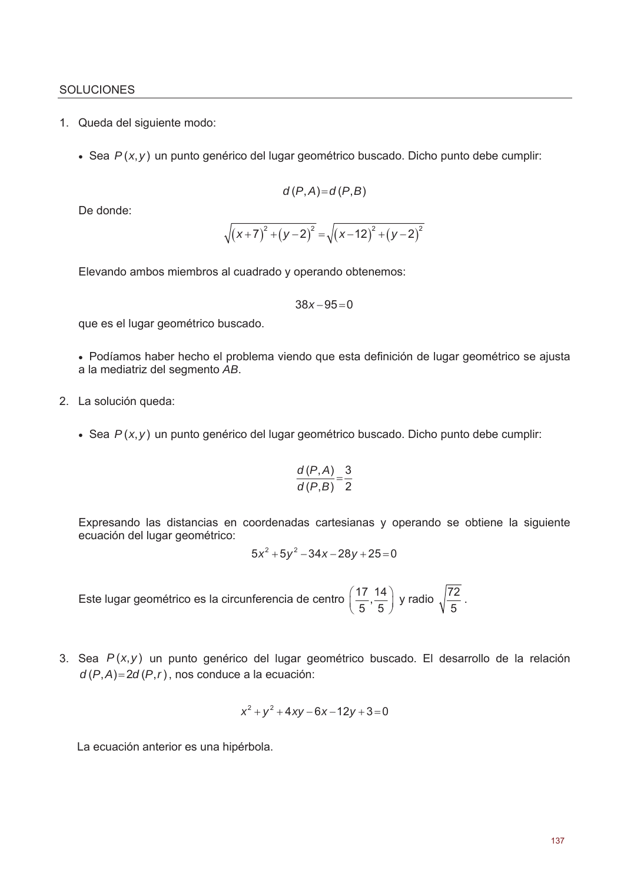SOLUCIONES

1. Queda del siguiente modo:

   - Sea $P(x,y)$ un punto genérico del lugar geométrico buscado. Dicho punto debe cumplir:

   $$d(P,A)=d(P,B)$$

   De donde:

   $$\sqrt{(x+7)^2+(y-2)^2}=\sqrt{(x-12)^2+(y-2)^2}$$

   Elevando ambos miembros al cuadrado y operando obtenemos:

   $$38x-95=0$$

   que es el lugar geométrico buscado.

   - Podíamos haber hecho el problema viendo que esta definición de lugar geométrico se ajusta a la mediatriz del segmento *AB*.

2. La solución queda:

   - Sea $P(x,y)$ un punto genérico del lugar geométrico buscado. Dicho punto debe cumplir:

   $$\frac{d(P,A)}{d(P,B)}=\frac{3}{2}$$

   Expresando las distancias en coordenadas cartesianas y operando se obtiene la siguiente ecuación del lugar geométrico:

   $$5x^2+5y^2-34x-28y+25=0$$

   Este lugar geométrico es la circunferencia de centro $\left(\frac{17}{5},\frac{14}{5}\right)$ y radio $\sqrt{\frac{72}{5}}$.

3. Sea $P(x,y)$ un punto genérico del lugar geométrico buscado. El desarrollo de la relación $d(P,A)=2d(P,r)$, nos conduce a la ecuación:

   $$x^2+y^2+4xy-6x-12y+3=0$$

   La ecuación anterior es una hipérbola.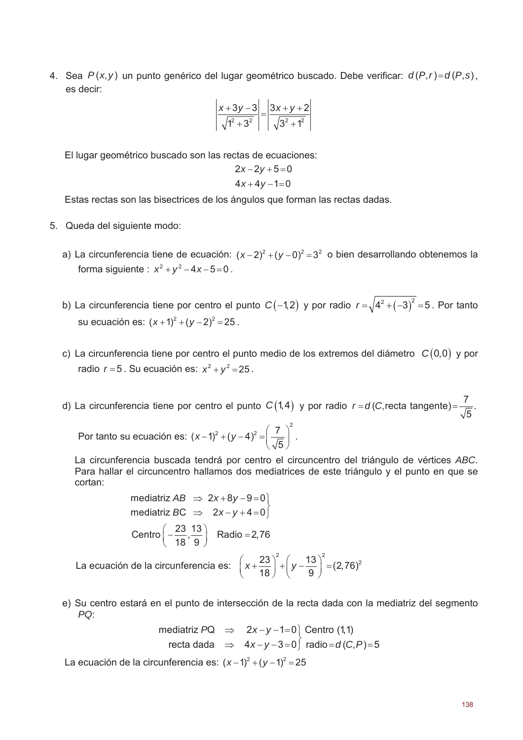4. Sea $P(x,y)$ un punto genérico del lugar geométrico buscado. Debe verificar: $d(P,r)=d(P,s)$, es decir:

$$\left|\frac{x+3y-3}{\sqrt{1^2+3^2}}\right|=\left|\frac{3x+y+2}{\sqrt{3^2+1^2}}\right|$$

El lugar geométrico buscado son las rectas de ecuaciones:

$$2x-2y+5=0$$
$$4x+4y-1=0$$

Estas rectas son las bisectrices de los ángulos que forman las rectas dadas.

5. Queda del siguiente modo:

a) La circunferencia tiene de ecuación: $(x-2)^2+(y-0)^2=3^2$ o bien desarrollando obtenemos la forma siguiente : $x^2+y^2-4x-5=0$.

b) La circunferencia tiene por centro el punto $C(-1,2)$ y por radio $r=\sqrt{4^2+(-3)^2}=5$. Por tanto su ecuación es: $(x+1)^2+(y-2)^2=25$.

c) La circunferencia tiene por centro el punto medio de los extremos del diámetro $C(0,0)$ y por radio $r=5$. Su ecuación es: $x^2+y^2=25$.

d) La circunferencia tiene por centro el punto $C(1,4)$ y por radio $r=d(C,\text{recta tangente})=\frac{7}{\sqrt{5}}$.

Por tanto su ecuación es: $(x-1)^2+(y-4)^2=\left(\frac{7}{\sqrt{5}}\right)^2$.

La circunferencia buscada tendrá por centro el circuncentro del triángulo de vértices *ABC*. Para hallar el circuncentro hallamos dos mediatrices de este triángulo y el punto en que se cortan:

$$\left.\begin{array}{l}\text{mediatriz } AB \Rightarrow 2x+8y-9=0\\ \text{mediatriz } BC \Rightarrow 2x-y+4=0\end{array}\right\}$$

$$\text{Centro}\left(-\frac{23}{18},\frac{13}{9}\right) \quad \text{Radio}=2{,}76$$

La ecuación de la circunferencia es: $\left(x+\frac{23}{18}\right)^2+\left(y-\frac{13}{9}\right)^2=(2{,}76)^2$

e) Su centro estará en el punto de intersección de la recta dada con la mediatriz del segmento *PQ*:

$$\left.\begin{array}{r}\text{mediatriz } PQ \Rightarrow 2x-y-1=0\\ \text{recta dada} \Rightarrow 4x-y-3=0\end{array}\right\}\begin{array}{l}\text{Centro } (1,1)\\ \text{radio}=d(C,P)=5\end{array}$$

La ecuación de la circunferencia es: $(x-1)^2+(y-1)^2=25$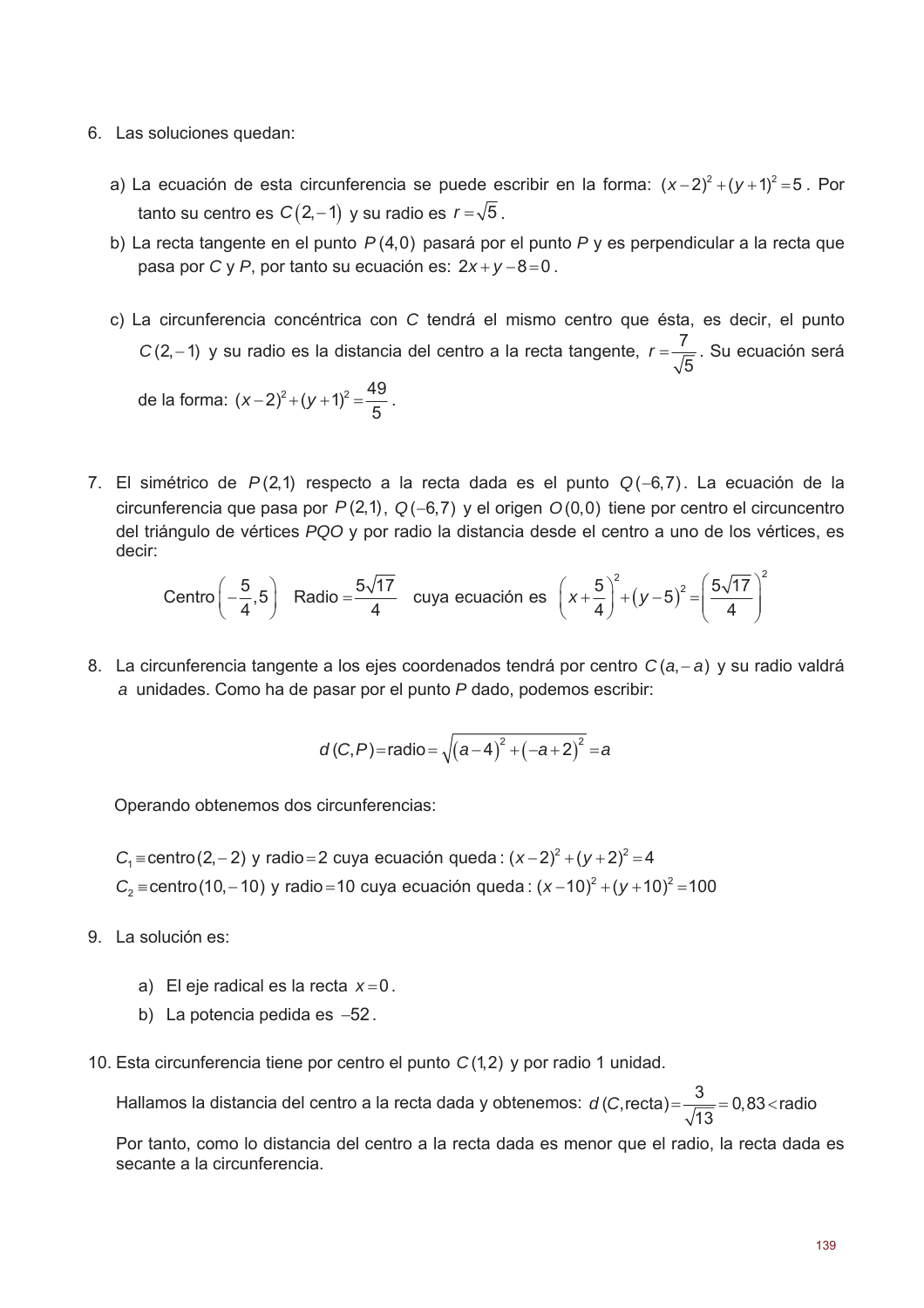6. Las soluciones quedan:

   a) La ecuación de esta circunferencia se puede escribir en la forma: $(x-2)^2+(y+1)^2=5$. Por tanto su centro es $C(2,-1)$ y su radio es $r=\sqrt{5}$.

   b) La recta tangente en el punto $P(4,0)$ pasará por el punto $P$ y es perpendicular a la recta que pasa por $C$ y $P$, por tanto su ecuación es: $2x+y-8=0$.

   c) La circunferencia concéntrica con $C$ tendrá el mismo centro que ésta, es decir, el punto $C(2,-1)$ y su radio es la distancia del centro a la recta tangente, $r=\dfrac{7}{\sqrt{5}}$. Su ecuación será de la forma: $(x-2)^2+(y+1)^2=\dfrac{49}{5}$.

7. El simétrico de $P(2,1)$ respecto a la recta dada es el punto $Q(-6,7)$. La ecuación de la circunferencia que pasa por $P(2,1)$, $Q(-6,7)$ y el origen $O(0,0)$ tiene por centro el circuncentro del triángulo de vértices $PQO$ y por radio la distancia desde el centro a uno de los vértices, es decir:

$$\text{Centro}\left(-\frac{5}{4},5\right) \quad \text{Radio}=\frac{5\sqrt{17}}{4} \quad \text{cuya ecuación es} \quad \left(x+\frac{5}{4}\right)^2+\left(y-5\right)^2=\left(\frac{5\sqrt{17}}{4}\right)^2$$

8. La circunferencia tangente a los ejes coordenados tendrá por centro $C(a,-a)$ y su radio valdrá $a$ unidades. Como ha de pasar por el punto $P$ dado, podemos escribir:

$$d(C,P)=\text{radio}=\sqrt{\left(a-4\right)^2+\left(-a+2\right)^2}=a$$

   Operando obtenemos dos circunferencias:

   $C_1 \equiv \text{centro}(2,-2)$ y radio $=2$ cuya ecuación queda: $(x-2)^2+(y+2)^2=4$
   $C_2 \equiv \text{centro}(10,-10)$ y radio $=10$ cuya ecuación queda: $(x-10)^2+(y+10)^2=100$

9. La solución es:

   a) El eje radical es la recta $x=0$.
   b) La potencia pedida es $-52$.

10. Esta circunferencia tiene por centro el punto $C(1,2)$ y por radio 1 unidad.

    Hallamos la distancia del centro a la recta dada y obtenemos: $d(C,\text{recta})=\dfrac{3}{\sqrt{13}}=0,83<\text{radio}$

    Por tanto, como lo distancia del centro a la recta dada es menor que el radio, la recta dada es secante a la circunferencia.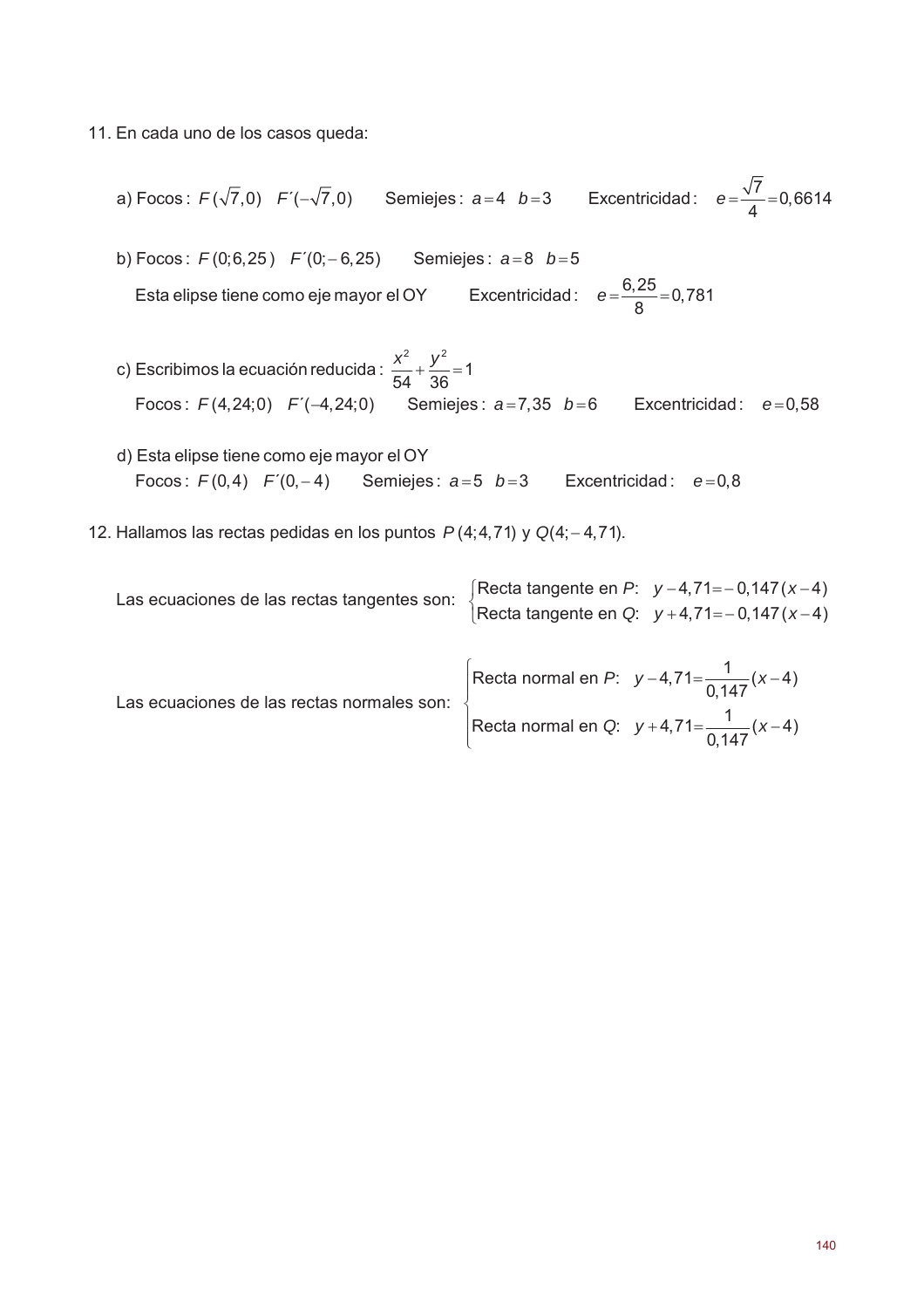11. En cada uno de los casos queda:

a) Focos: $F(\sqrt{7},0)$ $F'(-\sqrt{7},0)$ Semiejes: $a=4$ $b=3$ Excentricidad: $e=\dfrac{\sqrt{7}}{4}=0{,}6614$

b) Focos: $F(0;6{,}25)$ $F'(0;-6{,}25)$ Semiejes: $a=8$ $b=5$

Esta elipse tiene como eje mayor el OY Excentricidad: $e=\dfrac{6{,}25}{8}=0{,}781$

c) Escribimos la ecuación reducida: $\dfrac{x^2}{54}+\dfrac{y^2}{36}=1$

Focos: $F(4{,}24;0)$ $F'(-4{,}24;0)$ Semiejes: $a=7{,}35$ $b=6$ Excentricidad: $e=0{,}58$

d) Esta elipse tiene como eje mayor el OY

Focos: $F(0,4)$ $F'(0,-4)$ Semiejes: $a=5$ $b=3$ Excentricidad: $e=0{,}8$

12. Hallamos las rectas pedidas en los puntos $P(4;4{,}71)$ y $Q(4;-4{,}71)$.

Las ecuaciones de las rectas tangentes son:

$$\begin{cases}\text{Recta tangente en } P\text{:} \quad y-4{,}71=-0{,}147(x-4)\\ \text{Recta tangente en } Q\text{:} \quad y+4{,}71=-0{,}147(x-4)\end{cases}$$

Las ecuaciones de las rectas normales son:

$$\begin{cases}\text{Recta normal en } P\text{:} \quad y-4{,}71=\dfrac{1}{0{,}147}(x-4)\\ \text{Recta normal en } Q\text{:} \quad y+4{,}71=\dfrac{1}{0{,}147}(x-4)\end{cases}$$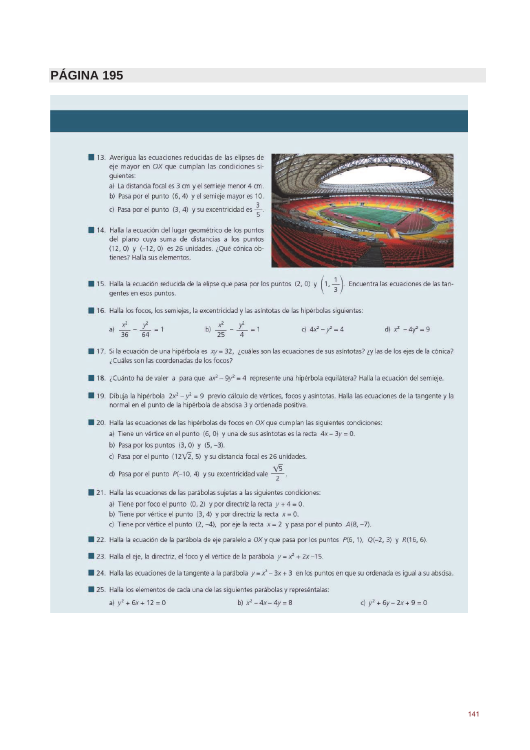## PÁGINA 195

**13.** Averigua las ecuaciones reducidas de las elipses de eje mayor en $OX$ que cumplan las condiciones siguientes:

a) La distancia focal es 3 cm y el semieje menor 4 cm.

b) Pasa por el punto $(6, 4)$ y el semieje mayor es 10.

c) Pasa por el punto $(3, 4)$ y su excentricidad es $\frac{3}{5}$.

**14.** Halla la ecuación del lugar geométrico de los puntos del plano cuya suma de distancias a los puntos $(12, 0)$ y $(-12, 0)$ es 26 unidades. ¿Qué cónica obtienes? Halla sus elementos.

**15.** Halla la ecuación reducida de la elipse que pasa por los puntos $(2, 0)$ y $\left(1, \frac{1}{3}\right)$. Encuentra las ecuaciones de las tangentes en esos puntos.

**16.** Halla los focos, los semiejes, la excentricidad y las asíntotas de las hipérbolas siguientes:

a) $\frac{x^2}{36} - \frac{y^2}{64} = 1$ b) $\frac{x^2}{25} - \frac{y^2}{4} = 1$ c) $4x^2 - y^2 = 4$ d) $x^2 - 4y^2 = 9$

**17.** Si la ecuación de una hipérbola es $xy = 32$, ¿cuáles son las ecuaciones de sus asíntotas? ¿y las de los ejes de la cónica? ¿Cuáles son las coordenadas de los focos?

**18.** ¿Cuánto ha de valer $a$ para que $ax^2 - 9y^2 = 4$ represente una hipérbola equilátera? Halla la ecuación del semieje.

**19.** Dibuja la hipérbola $2x^2 - y^2 = 9$ previo cálculo de vértices, focos y asíntotas. Halla las ecuaciones de la tangente y la normal en el punto de la hipérbola de abscisa 3 y ordenada positiva.

**20.** Halla las ecuaciones de las hipérbolas de focos en $OX$ que cumplan las siguientes condiciones:

a) Tiene un vértice en el punto $(6, 0)$ y una de sus asíntotas es la recta $4x - 3y = 0$.

b) Pasa por los puntos $(3, 0)$ y $(5, -3)$.

c) Pasa por el punto $(12\sqrt{2}, 5)$ y su distancia focal es 26 unidades.

d) Pasa por el punto $P(-10, 4)$ y su excentricidad vale $\frac{\sqrt{5}}{2}$.

**21.** Halla las ecuaciones de las parábolas sujetas a las siguientes condiciones:

a) Tiene por foco el punto $(0, 2)$ y por directriz la recta $y + 4 = 0$.

b) Tiene por vértice el punto $(3, 4)$ y por directriz la recta $x = 0$.

c) Tiene por vértice el punto $(2, -4)$, por eje la recta $x = 2$ y pasa por el punto $A(8, -7)$.

**22.** Halla la ecuación de la parábola de eje paralelo a $OX$ y que pasa por los puntos $P(6, 1)$, $Q(-2, 3)$ y $R(16, 6)$.

**23.** Halla el eje, la directriz, el foco y el vértice de la parábola $y = x^2 + 2x - 15$.

**24.** Halla las ecuaciones de la tangente a la parábola $y = x^2 - 3x + 3$ en los puntos en que su ordenada es igual a su abscisa.

**25.** Halla los elementos de cada una de las siguientes parábolas y represéntalas:

a) $y^2 + 6x + 12 = 0$ b) $x^2 - 4x - 4y = 8$ c) $y^2 + 6y - 2x + 9 = 0$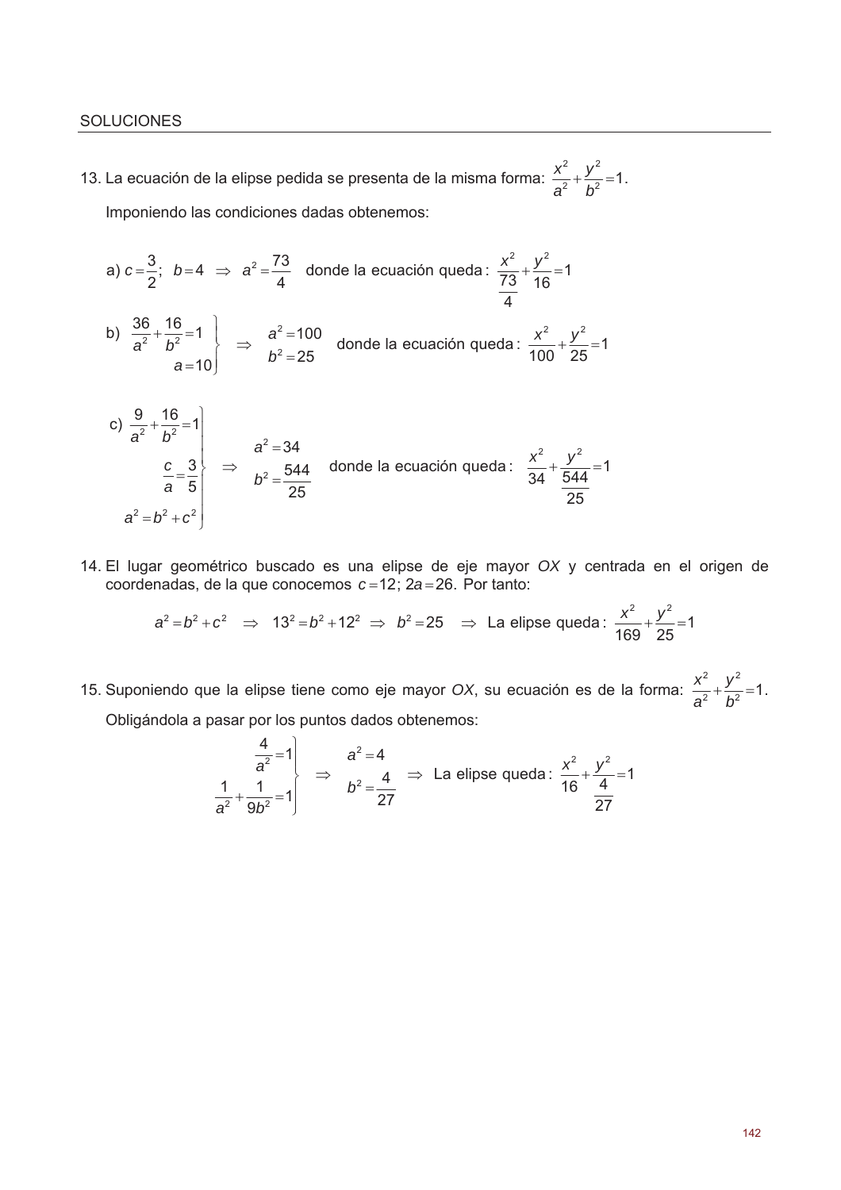SOLUCIONES

13. La ecuación de la elipse pedida se presenta de la misma forma: $\frac{x^2}{a^2}+\frac{y^2}{b^2}=1$.

Imponiendo las condiciones dadas obtenemos:

a) $c=\frac{3}{2};\; b=4 \;\Rightarrow\; a^2=\frac{73}{4}$ donde la ecuación queda: $\frac{x^2}{\frac{73}{4}}+\frac{y^2}{16}=1$

b) $$\left.\begin{array}{r}\frac{36}{a^2}+\frac{16}{b^2}=1\\ a=10\end{array}\right\} \Rightarrow \begin{array}{l}a^2=100\\ b^2=25\end{array}$$ donde la ecuación queda: $\frac{x^2}{100}+\frac{y^2}{25}=1$

c) $$\left.\begin{array}{r}\frac{9}{a^2}+\frac{16}{b^2}=1\\ \frac{c}{a}=\frac{3}{5}\\ a^2=b^2+c^2\end{array}\right\} \Rightarrow \begin{array}{l}a^2=34\\ b^2=\frac{544}{25}\end{array}$$ donde la ecuación queda: $\frac{x^2}{34}+\frac{y^2}{\frac{544}{25}}=1$

14. El lugar geométrico buscado es una elipse de eje mayor $OX$ y centrada en el origen de coordenadas, de la que conocemos $c=12$; $2a=26$. Por tanto:

$$a^2=b^2+c^2 \;\Rightarrow\; 13^2=b^2+12^2 \;\Rightarrow\; b^2=25 \;\Rightarrow\; \text{La elipse queda: } \frac{x^2}{169}+\frac{y^2}{25}=1$$

15. Suponiendo que la elipse tiene como eje mayor $OX$, su ecuación es de la forma: $\frac{x^2}{a^2}+\frac{y^2}{b^2}=1$.

Obligándola a pasar por los puntos dados obtenemos:

$$\left.\begin{array}{r}\frac{4}{a^2}=1\\ \frac{1}{a^2}+\frac{1}{9b^2}=1\end{array}\right\} \Rightarrow \begin{array}{l}a^2=4\\ b^2=\frac{4}{27}\end{array} \Rightarrow \text{La elipse queda: } \frac{x^2}{16}+\frac{y^2}{\frac{4}{27}}=1$$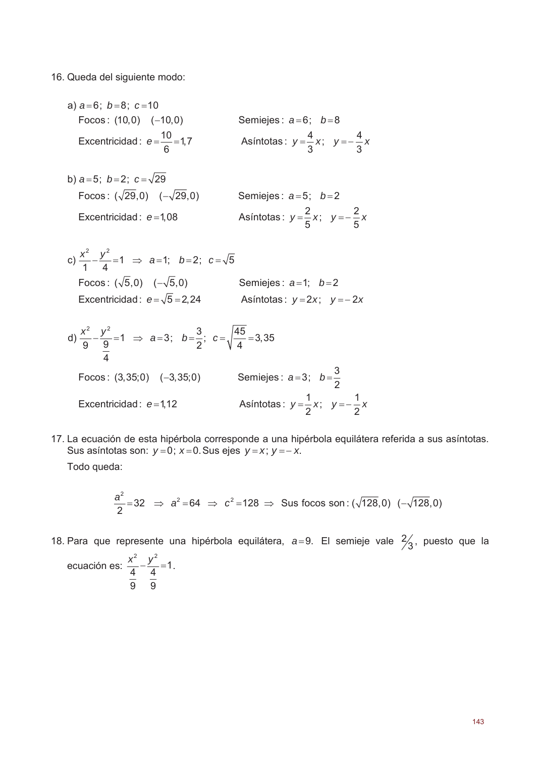16. Queda del siguiente modo:

a) $a = 6;\ b = 8;\ c = 10$

Focos: $(10,0)\quad(-10,0)$ Semiejes: $a = 6;\quad b = 8$

Excentricidad: $e = \dfrac{10}{6} = 1{,}7$ Asíntotas: $y = \dfrac{4}{3}x;\quad y = -\dfrac{4}{3}x$

b) $a = 5;\ b = 2;\ c = \sqrt{29}$

Focos: $(\sqrt{29},0)\quad(-\sqrt{29},0)$ Semiejes: $a = 5;\quad b = 2$

Excentricidad: $e = 1{,}08$ Asíntotas: $y = \dfrac{2}{5}x;\quad y = -\dfrac{2}{5}x$

c) $\dfrac{x^2}{1} - \dfrac{y^2}{4} = 1\ \Rightarrow\ a = 1;\quad b = 2;\quad c = \sqrt{5}$

Focos: $(\sqrt{5},0)\quad(-\sqrt{5},0)$ Semiejes: $a = 1;\quad b = 2$

Excentricidad: $e = \sqrt{5} = 2{,}24$ Asíntotas: $y = 2x;\quad y = -2x$

d) $\dfrac{x^2}{9} - \dfrac{y^2}{\frac{9}{4}} = 1\ \Rightarrow\ a = 3;\quad b = \dfrac{3}{2};\quad c = \sqrt{\dfrac{45}{4}} = 3{,}35$

Focos: $(3{,}35;0)\quad(-3{,}35;0)$ Semiejes: $a = 3;\quad b = \dfrac{3}{2}$

Excentricidad: $e = 1{,}12$ Asíntotas: $y = \dfrac{1}{2}x;\quad y = -\dfrac{1}{2}x$

17. La ecuación de esta hipérbola corresponde a una hipérbola equilátera referida a sus asíntotas. Sus asíntotas son: $y = 0;\ x = 0$. Sus ejes $y = x;\ y = -x$.

Todo queda:

$$\frac{a^2}{2} = 32\ \Rightarrow\ a^2 = 64\ \Rightarrow\ c^2 = 128\ \Rightarrow\ \text{Sus focos son: } (\sqrt{128},0)\quad(-\sqrt{128},0)$$

18. Para que represente una hipérbola equilátera, $a = 9$. El semieje vale $2/3$, puesto que la ecuación es: $\dfrac{x^2}{\frac{4}{9}} - \dfrac{y^2}{\frac{4}{9}} = 1$.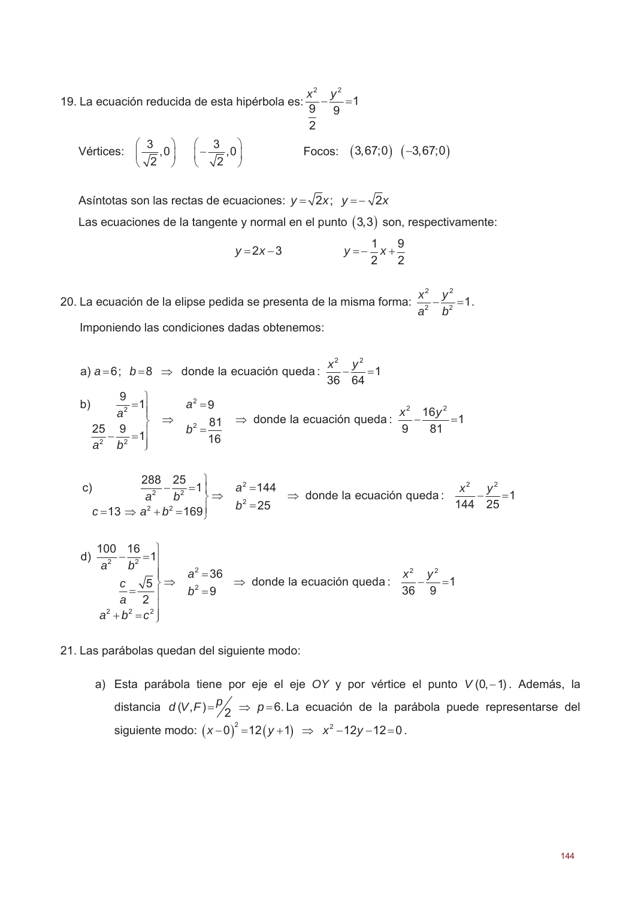19. La ecuación reducida de esta hipérbola es: $\dfrac{x^2}{\frac{9}{2}} - \dfrac{y^2}{9} = 1$

Vértices: $\left(\dfrac{3}{\sqrt{2}}, 0\right)$ $\left(-\dfrac{3}{\sqrt{2}}, 0\right)$ Focos: $(3{,}67;0)$ $(-3{,}67;0)$

Asíntotas son las rectas de ecuaciones: $y = \sqrt{2}x$; $y = -\sqrt{2}x$

Las ecuaciones de la tangente y normal en el punto $(3,3)$ son, respectivamente:

$$y = 2x - 3 \qquad\qquad y = -\frac{1}{2}x + \frac{9}{2}$$

20. La ecuación de la elipse pedida se presenta de la misma forma: $\dfrac{x^2}{a^2} - \dfrac{y^2}{b^2} = 1$.

Imponiendo las condiciones dadas obtenemos:

a) $a = 6$; $b = 8$ $\Rightarrow$ donde la ecuación queda: $\dfrac{x^2}{36} - \dfrac{y^2}{64} = 1$

b) $\left.\begin{array}{l} \dfrac{9}{a^2} = 1 \\ \dfrac{25}{a^2} - \dfrac{9}{b^2} = 1 \end{array}\right\} \Rightarrow \begin{array}{l} a^2 = 9 \\ b^2 = \dfrac{81}{16} \end{array} \Rightarrow$ donde la ecuación queda: $\dfrac{x^2}{9} - \dfrac{16y^2}{81} = 1$

c) $\left.\begin{array}{l} \dfrac{288}{a^2} - \dfrac{25}{b^2} = 1 \\ c = 13 \Rightarrow a^2 + b^2 = 169 \end{array}\right\} \Rightarrow \begin{array}{l} a^2 = 144 \\ b^2 = 25 \end{array} \Rightarrow$ donde la ecuación queda: $\dfrac{x^2}{144} - \dfrac{y^2}{25} = 1$

d) $\left.\begin{array}{l} \dfrac{100}{a^2} - \dfrac{16}{b^2} = 1 \\ \dfrac{c}{a} = \dfrac{\sqrt{5}}{2} \\ a^2 + b^2 = c^2 \end{array}\right\} \Rightarrow \begin{array}{l} a^2 = 36 \\ b^2 = 9 \end{array} \Rightarrow$ donde la ecuación queda: $\dfrac{x^2}{36} - \dfrac{y^2}{9} = 1$

21. Las parábolas quedan del siguiente modo:

a) Esta parábola tiene por eje el eje $OY$ y por vértice el punto $V(0,-1)$. Además, la distancia $d(V,F) = p/2 \Rightarrow p = 6$. La ecuación de la parábola puede representarse del siguiente modo: $(x-0)^2 = 12(y+1) \Rightarrow x^2 - 12y - 12 = 0$.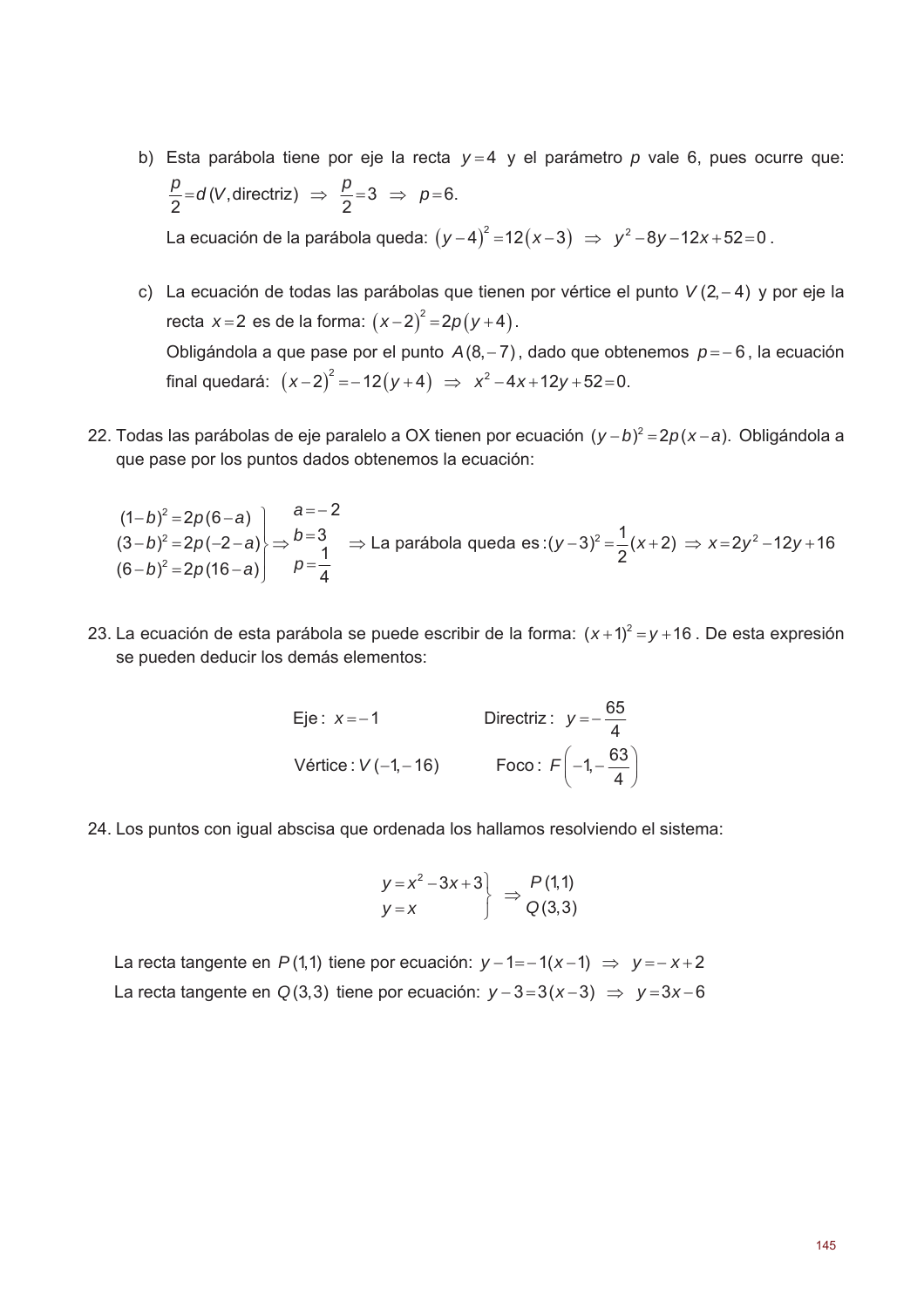b) Esta parábola tiene por eje la recta $y=4$ y el parámetro $p$ vale 6, pues ocurre que: $\frac{p}{2}=d(V,\text{directriz}) \Rightarrow \frac{p}{2}=3 \Rightarrow p=6.$

La ecuación de la parábola queda: $(y-4)^2=12(x-3) \Rightarrow y^2-8y-12x+52=0$.

c) La ecuación de todas las parábolas que tienen por vértice el punto $V(2,-4)$ y por eje la recta $x=2$ es de la forma: $(x-2)^2=2p(y+4)$.

Obligándola a que pase por el punto $A(8,-7)$, dado que obtenemos $p=-6$, la ecuación final quedará: $(x-2)^2=-12(y+4) \Rightarrow x^2-4x+12y+52=0.$

22. Todas las parábolas de eje paralelo a OX tienen por ecuación $(y-b)^2=2p(x-a)$. Obligándola a que pase por los puntos dados obtenemos la ecuación:

$$\left.\begin{array}{l}(1-b)^2=2p(6-a)\\(3-b)^2=2p(-2-a)\\(6-b)^2=2p(16-a)\end{array}\right\} \Rightarrow \begin{array}{l}a=-2\\b=3\\p=\dfrac{1}{4}\end{array} \Rightarrow \text{La parábola queda es}: (y-3)^2=\frac{1}{2}(x+2) \Rightarrow x=2y^2-12y+16$$

23. La ecuación de esta parábola se puede escribir de la forma: $(x+1)^2=y+16$. De esta expresión se pueden deducir los demás elementos:

Eje: $x=-1$ Directriz: $y=-\frac{65}{4}$

Vértice: $V(-1,-16)$ Foco: $F\left(-1,-\frac{63}{4}\right)$

24. Los puntos con igual abscisa que ordenada los hallamos resolviendo el sistema:

$$\left.\begin{array}{l}y=x^2-3x+3\\y=x\end{array}\right\} \Rightarrow \begin{array}{l}P(1,1)\\Q(3,3)\end{array}$$

La recta tangente en $P(1,1)$ tiene por ecuación: $y-1=-1(x-1) \Rightarrow y=-x+2$

La recta tangente en $Q(3,3)$ tiene por ecuación: $y-3=3(x-3) \Rightarrow y=3x-6$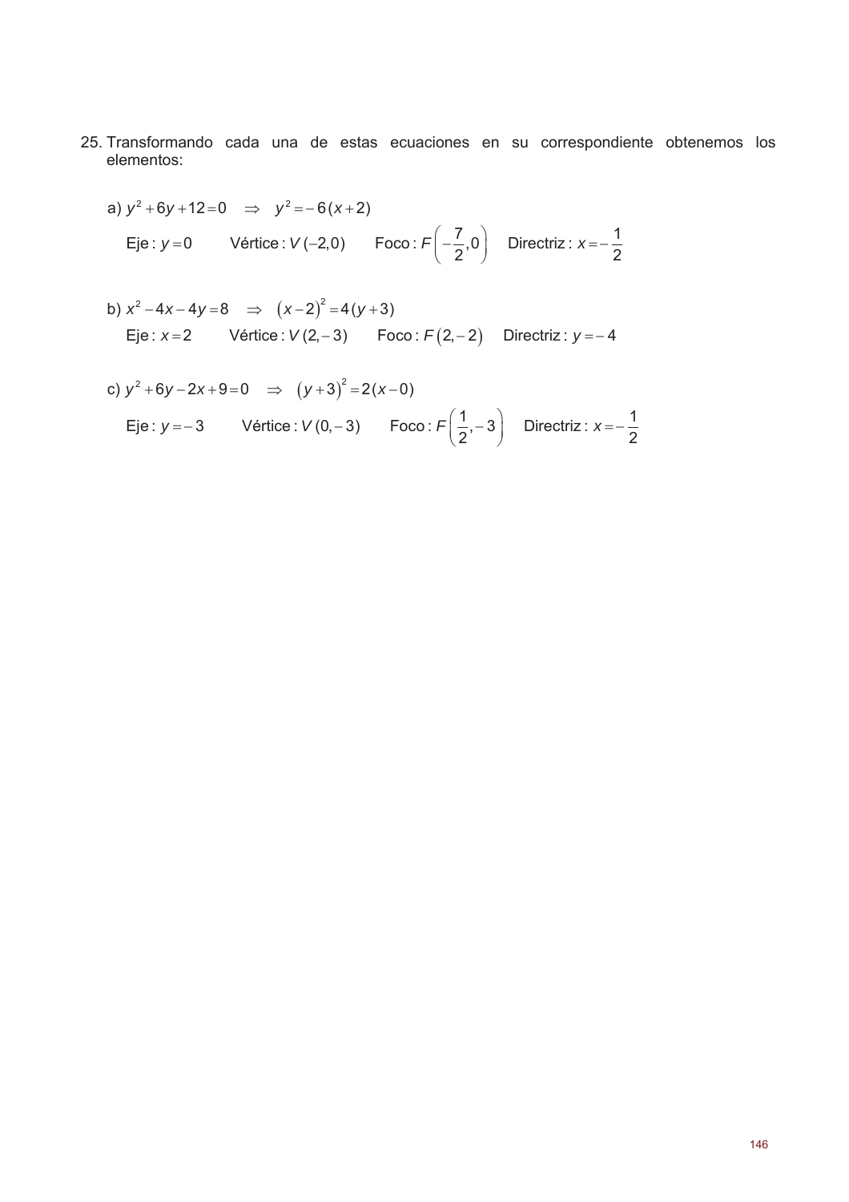25. Transformando cada una de estas ecuaciones en su correspondiente obtenemos los elementos:

a) $y^2 + 6y + 12 = 0 \quad \Rightarrow \quad y^2 = -6(x+2)$

Eje: $y = 0$ Vértice: $V(-2,0)$ Foco: $F\left(-\frac{7}{2},0\right)$ Directriz: $x = -\frac{1}{2}$

b) $x^2 - 4x - 4y = 8 \quad \Rightarrow \quad (x-2)^2 = 4(y+3)$

Eje: $x = 2$ Vértice: $V(2,-3)$ Foco: $F(2,-2)$ Directriz: $y = -4$

c) $y^2 + 6y - 2x + 9 = 0 \quad \Rightarrow \quad (y+3)^2 = 2(x-0)$

Eje: $y = -3$ Vértice: $V(0,-3)$ Foco: $F\left(\frac{1}{2},-3\right)$ Directriz: $x = -\frac{1}{2}$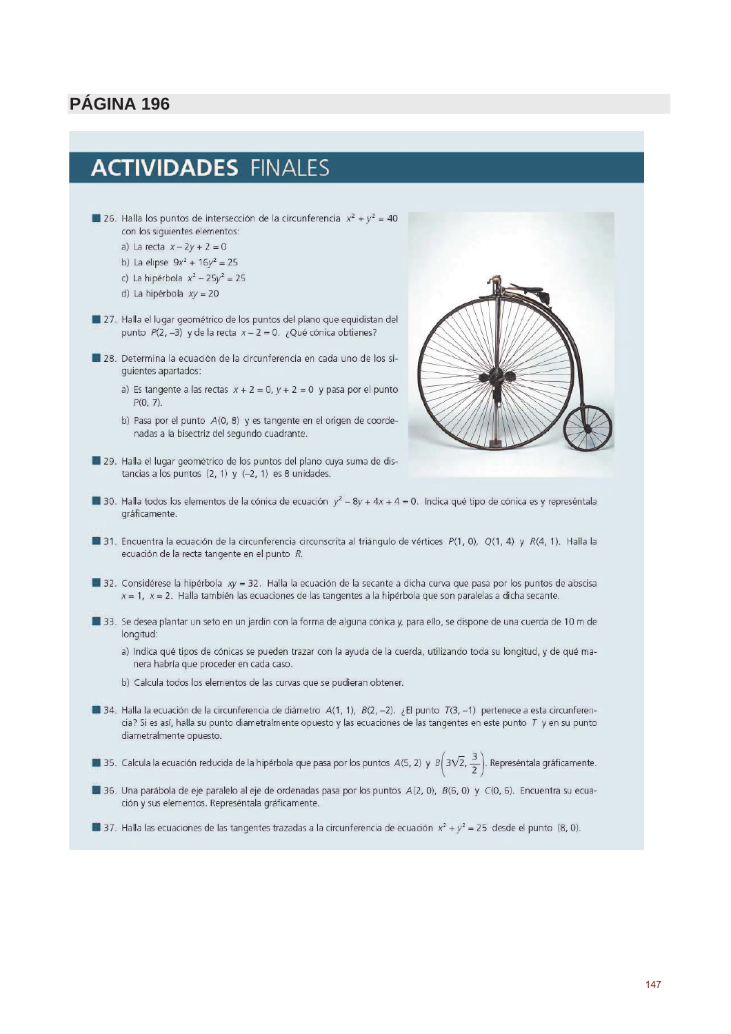## PÁGINA 196

# ACTIVIDADES FINALES

**26.** Halla los puntos de intersección de la circunferencia $x^2 + y^2 = 40$ con los siguientes elementos:

a) La recta $x - 2y + 2 = 0$

b) La elipse $9x^2 + 16y^2 = 25$

c) La hipérbola $x^2 - 25y^2 = 25$

d) La hipérbola $xy = 20$

**27.** Halla el lugar geométrico de los puntos del plano que equidistan del punto $P(2, -3)$ y de la recta $x - 2 = 0$. ¿Qué cónica obtienes?

**28.** Determina la ecuación de la circunferencia en cada uno de los siguientes apartados:

a) Es tangente a las rectas $x + 2 = 0$, $y + 2 = 0$ y pasa por el punto $P(0, 7)$.

b) Pasa por el punto $A(0, 8)$ y es tangente en el origen de coordenadas a la bisectriz del segundo cuadrante.

**29.** Halla el lugar geométrico de los puntos del plano cuya suma de distancias a los puntos $(2, 1)$ y $(-2, 1)$ es 8 unidades.

**30.** Halla todos los elementos de la cónica de ecuación $y^2 - 8y + 4x + 4 = 0$. Indica qué tipo de cónica es y represéntala gráficamente.

**31.** Encuentra la ecuación de la circunferencia circunscrita al triángulo de vértices $P(1, 0)$, $Q(1, 4)$ y $R(4, 1)$. Halla la ecuación de la recta tangente en el punto $R$.

**32.** Considérese la hipérbola $xy = 32$. Halla la ecuación de la secante a dicha curva que pasa por los puntos de abscisa $x = 1$, $x = 2$. Halla también las ecuaciones de las tangentes a la hipérbola que son paralelas a dicha secante.

**33.** Se desea plantar un seto en un jardín con la forma de alguna cónica y, para ello, se dispone de una cuerda de 10 m de longitud:

a) Indica qué tipos de cónicas se pueden trazar con la ayuda de la cuerda, utilizando toda su longitud, y de qué manera habría que proceder en cada caso.

b) Calcula todos los elementos de las curvas que se pudieran obtener.

**34.** Halla la ecuación de la circunferencia de diámetro $A(1, 1)$, $B(2, -2)$. ¿El punto $T(3, -1)$ pertenece a esta circunferencia? Si es así, halla su punto diametralmente opuesto y las ecuaciones de las tangentes en este punto $T$ y en su punto diametralmente opuesto.

**35.** Calcula la ecuación reducida de la hipérbola que pasa por los puntos $A(5, 2)$ y $B\left(3\sqrt{2}, \dfrac{3}{2}\right)$. Represéntala gráficamente.

**36.** Una parábola de eje paralelo al eje de ordenadas pasa por los puntos $A(2, 0)$, $B(6, 0)$ y $C(0, 6)$. Encuentra su ecuación y sus elementos. Represéntala gráficamente.

**37.** Halla las ecuaciones de las tangentes trazadas a la circunferencia de ecuación $x^2 + y^2 = 25$ desde el punto $(8, 0)$.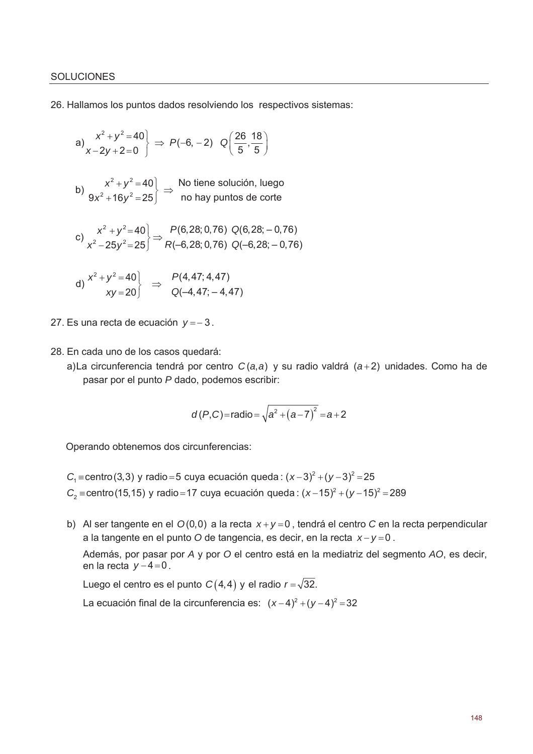SOLUCIONES

26. Hallamos los puntos dados resolviendo los respectivos sistemas:

a) $\left.\begin{array}{r} x^2+y^2=40 \\ x-2y+2=0 \end{array}\right\} \Rightarrow P(-6,-2) \quad Q\left(\dfrac{26}{5},\dfrac{18}{5}\right)$

b) $\left.\begin{array}{r} x^2+y^2=40 \\ 9x^2+16y^2=25 \end{array}\right\} \Rightarrow$ No tiene solución, luego no hay puntos de corte

c) $\left.\begin{array}{r} x^2+y^2=40 \\ x^2-25y^2=25 \end{array}\right\} \Rightarrow \begin{array}{l} P(6,28;\,0,76) \;\; Q(6,28;\,-0,76) \\ R(-6,28;\,0,76) \;\; Q(-6,28;\,-0,76) \end{array}$

d) $\left.\begin{array}{r} x^2+y^2=40 \\ xy=20 \end{array}\right\} \Rightarrow \begin{array}{l} P(4,47;\,4,47) \\ Q(-4,47;\,-4,47) \end{array}$

27. Es una recta de ecuación $y=-3$.

28. En cada uno de los casos quedará:

a) La circunferencia tendrá por centro $C(a,a)$ y su radio valdrá $(a+2)$ unidades. Como ha de pasar por el punto $P$ dado, podemos escribir:

$$d(P,C)=\text{radio}=\sqrt{a^2+(a-7)^2}=a+2$$

Operando obtenemos dos circunferencias:

$C_1 \equiv$ centro $(3,3)$ y radio $=5$ cuya ecuación queda: $(x-3)^2+(y-3)^2=25$
$C_2 \equiv$ centro $(15,15)$ y radio $=17$ cuya ecuación queda: $(x-15)^2+(y-15)^2=289$

b) Al ser tangente en el $O(0,0)$ a la recta $x+y=0$, tendrá el centro $C$ en la recta perpendicular a la tangente en el punto $O$ de tangencia, es decir, en la recta $x-y=0$.

Además, por pasar por $A$ y por $O$ el centro está en la mediatriz del segmento $AO$, es decir, en la recta $y-4=0$.

Luego el centro es el punto $C(4,4)$ y el radio $r=\sqrt{32}$.

La ecuación final de la circunferencia es: $(x-4)^2+(y-4)^2=32$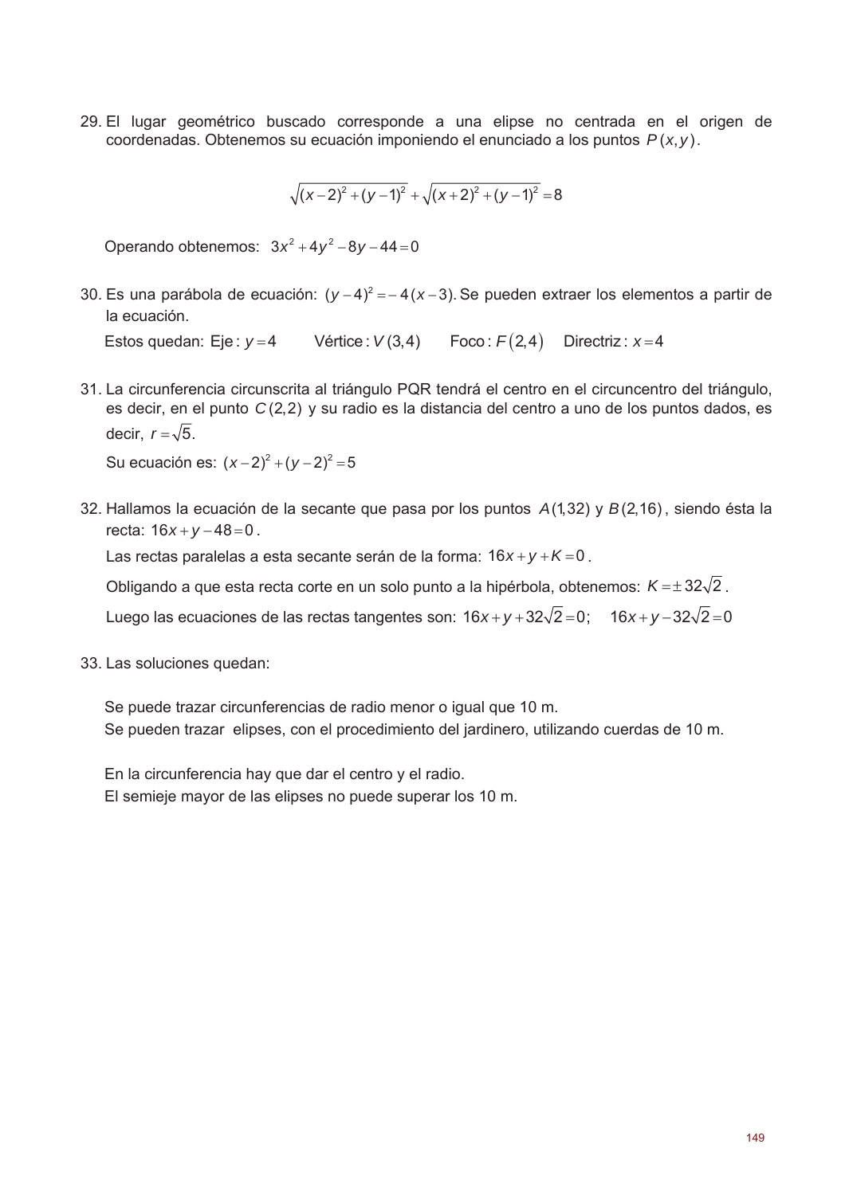29. El lugar geométrico buscado corresponde a una elipse no centrada en el origen de coordenadas. Obtenemos su ecuación imponiendo el enunciado a los puntos $P(x,y)$.

$$\sqrt{(x-2)^2+(y-1)^2}+\sqrt{(x+2)^2+(y-1)^2}=8$$

Operando obtenemos: $3x^2+4y^2-8y-44=0$

30. Es una parábola de ecuación: $(y-4)^2=-4(x-3)$. Se pueden extraer los elementos a partir de la ecuación.

Estos quedan: Eje: $y=4$ Vértice: $V(3,4)$ Foco: $F(2,4)$ Directriz: $x=4$

31. La circunferencia circunscrita al triángulo PQR tendrá el centro en el circuncentro del triángulo, es decir, en el punto $C(2,2)$ y su radio es la distancia del centro a uno de los puntos dados, es decir, $r=\sqrt{5}$.

Su ecuación es: $(x-2)^2+(y-2)^2=5$

32. Hallamos la ecuación de la secante que pasa por los puntos $A(1,32)$ y $B(2,16)$, siendo ésta la recta: $16x+y-48=0$.

Las rectas paralelas a esta secante serán de la forma: $16x+y+K=0$.

Obligando a que esta recta corte en un solo punto a la hipérbola, obtenemos: $K=\pm 32\sqrt{2}$.

Luego las ecuaciones de las rectas tangentes son: $16x+y+32\sqrt{2}=0$; $16x+y-32\sqrt{2}=0$

33. Las soluciones quedan:

Se puede trazar circunferencias de radio menor o igual que 10 m.
Se pueden trazar elipses, con el procedimiento del jardinero, utilizando cuerdas de 10 m.

En la circunferencia hay que dar el centro y el radio.
El semieje mayor de las elipses no puede superar los 10 m.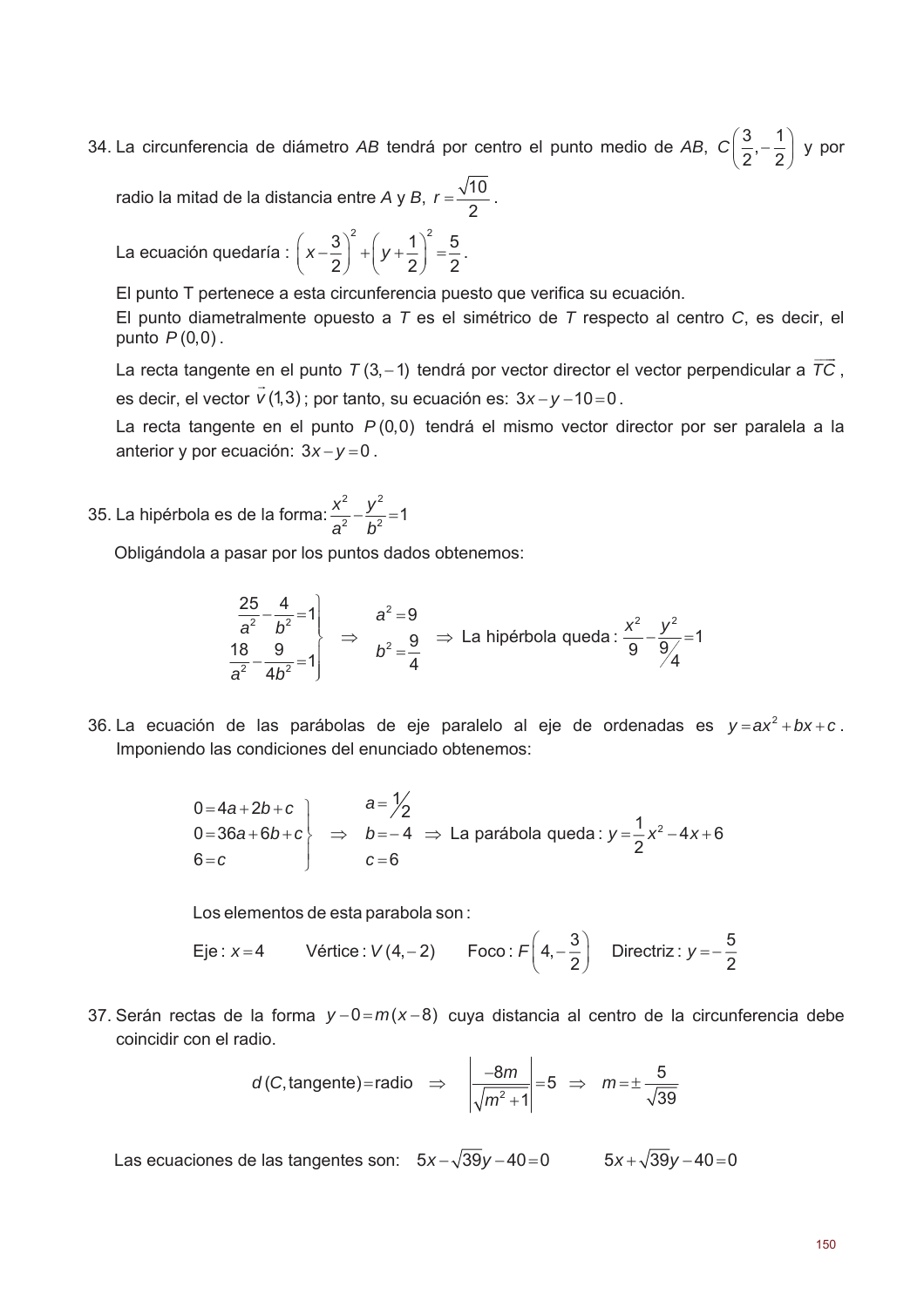34. La circunferencia de diámetro *AB* tendrá por centro el punto medio de *AB*, $C\left(\frac{3}{2},-\frac{1}{2}\right)$ y por radio la mitad de la distancia entre *A* y *B*, $r=\frac{\sqrt{10}}{2}$.

La ecuación quedaría : $\left(x-\frac{3}{2}\right)^2+\left(y+\frac{1}{2}\right)^2=\frac{5}{2}$.

El punto T pertenece a esta circunferencia puesto que verifica su ecuación.

El punto diametralmente opuesto a *T* es el simétrico de *T* respecto al centro *C*, es decir, el punto $P(0,0)$.

La recta tangente en el punto $T(3,-1)$ tendrá por vector director el vector perpendicular a $\overrightarrow{TC}$, es decir, el vector $\vec{v}(1,3)$; por tanto, su ecuación es: $3x-y-10=0$.

La recta tangente en el punto $P(0,0)$ tendrá el mismo vector director por ser paralela a la anterior y por ecuación: $3x-y=0$.

35. La hipérbola es de la forma: $\frac{x^2}{a^2}-\frac{y^2}{b^2}=1$

Obligándola a pasar por los puntos dados obtenemos:

$$\left.\begin{array}{l}\frac{25}{a^2}-\frac{4}{b^2}=1\\ \frac{18}{a^2}-\frac{9}{4b^2}=1\end{array}\right\}\Rightarrow\begin{array}{l}a^2=9\\ b^2=\frac{9}{4}\end{array}\Rightarrow \text{La hipérbola queda}: \frac{x^2}{9}-\frac{y^2}{9/4}=1$$

36. La ecuación de las parábolas de eje paralelo al eje de ordenadas es $y=ax^2+bx+c$. Imponiendo las condiciones del enunciado obtenemos:

$$\left.\begin{array}{l}0=4a+2b+c\\ 0=36a+6b+c\\ 6=c\end{array}\right\}\Rightarrow\begin{array}{l}a=1/2\\ b=-4\\ c=6\end{array}\Rightarrow \text{La parábola queda}: y=\frac{1}{2}x^2-4x+6$$

Los elementos de esta parabola son :

Eje : $x=4$ Vértice : $V(4,-2)$ Foco : $F\left(4,-\frac{3}{2}\right)$ Directriz : $y=-\frac{5}{2}$

37. Serán rectas de la forma $y-0=m(x-8)$ cuya distancia al centro de la circunferencia debe coincidir con el radio.

$$d(C,\text{tangente})=\text{radio}\Rightarrow\left|\frac{-8m}{\sqrt{m^2+1}}\right|=5\Rightarrow m=\pm\frac{5}{\sqrt{39}}$$

Las ecuaciones de las tangentes son: $5x-\sqrt{39}y-40=0$ $\quad$ $5x+\sqrt{39}y-40=0$